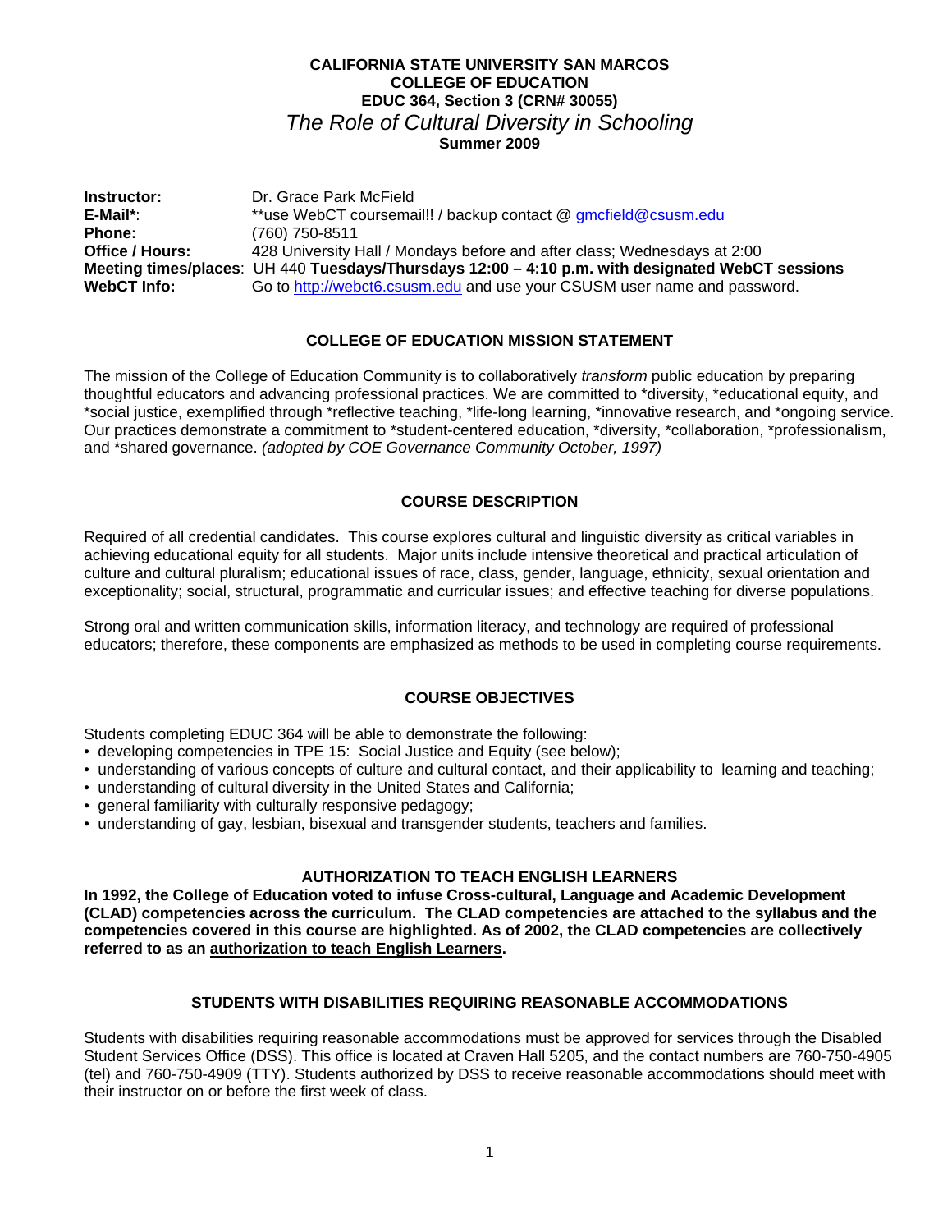**CALIFORNIA STATE UNIVERSITY SAN MARCOS**
**COLLEGE OF EDUCATION**
**EDUC 364, Section 3 (CRN# 30055)**

# *The Role of Cultural Diversity in Schooling*

**Summer 2009**

**Instructor:** Dr. Grace Park McField
**E-Mail***: **use WebCT coursemail!! / backup contact @ gmcfield@csusm.edu
**Phone:** (760) 750-8511
**Office / Hours:** 428 University Hall / Mondays before and after class; Wednesdays at 2:00
**Meeting times/places**: UH 440 **Tuesdays/Thursdays 12:00 – 4:10 p.m. with designated WebCT sessions**
**WebCT Info:** Go to http://webct6.csusm.edu and use your CSUSM user name and password.

## COLLEGE OF EDUCATION MISSION STATEMENT

The mission of the College of Education Community is to collaboratively *transform* public education by preparing thoughtful educators and advancing professional practices. We are committed to *diversity, *educational equity, and *social justice, exemplified through *reflective teaching, *life-long learning, *innovative research, and *ongoing service. Our practices demonstrate a commitment to *student-centered education, *diversity, *collaboration, *professionalism, and *shared governance. *(adopted by COE Governance Community October, 1997)*

## COURSE DESCRIPTION

Required of all credential candidates. This course explores cultural and linguistic diversity as critical variables in achieving educational equity for all students. Major units include intensive theoretical and practical articulation of culture and cultural pluralism; educational issues of race, class, gender, language, ethnicity, sexual orientation and exceptionality; social, structural, programmatic and curricular issues; and effective teaching for diverse populations.

Strong oral and written communication skills, information literacy, and technology are required of professional educators; therefore, these components are emphasized as methods to be used in completing course requirements.

## COURSE OBJECTIVES

Students completing EDUC 364 will be able to demonstrate the following:

- developing competencies in TPE 15: Social Justice and Equity (see below);
- understanding of various concepts of culture and cultural contact, and their applicability to learning and teaching;
- understanding of cultural diversity in the United States and California;
- general familiarity with culturally responsive pedagogy;
- understanding of gay, lesbian, bisexual and transgender students, teachers and families.

## AUTHORIZATION TO TEACH ENGLISH LEARNERS

**In 1992, the College of Education voted to infuse Cross-cultural, Language and Academic Development (CLAD) competencies across the curriculum. The CLAD competencies are attached to the syllabus and the competencies covered in this course are highlighted. As of 2002, the CLAD competencies are collectively referred to as an authorization to teach English Learners.**

## STUDENTS WITH DISABILITIES REQUIRING REASONABLE ACCOMMODATIONS

Students with disabilities requiring reasonable accommodations must be approved for services through the Disabled Student Services Office (DSS). This office is located at Craven Hall 5205, and the contact numbers are 760-750-4905 (tel) and 760-750-4909 (TTY). Students authorized by DSS to receive reasonable accommodations should meet with their instructor on or before the first week of class.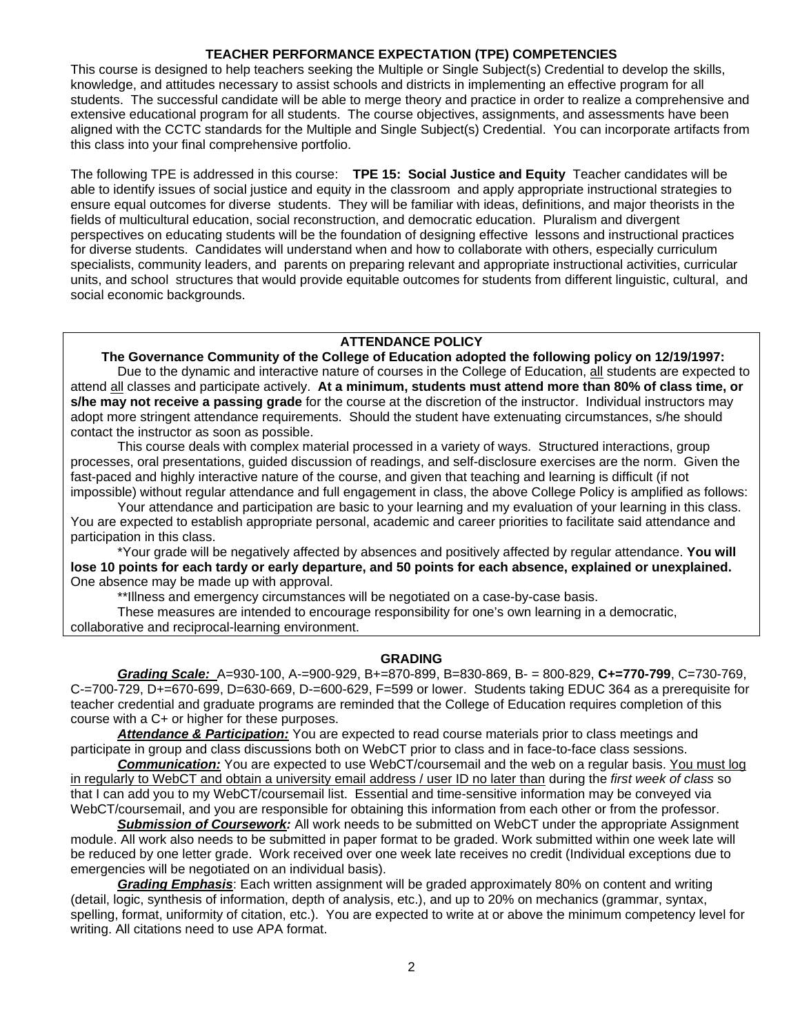## TEACHER PERFORMANCE EXPECTATION (TPE) COMPETENCIES

This course is designed to help teachers seeking the Multiple or Single Subject(s) Credential to develop the skills, knowledge, and attitudes necessary to assist schools and districts in implementing an effective program for all students. The successful candidate will be able to merge theory and practice in order to realize a comprehensive and extensive educational program for all students. The course objectives, assignments, and assessments have been aligned with the CCTC standards for the Multiple and Single Subject(s) Credential. You can incorporate artifacts from this class into your final comprehensive portfolio.

The following TPE is addressed in this course: **TPE 15: Social Justice and Equity** Teacher candidates will be able to identify issues of social justice and equity in the classroom and apply appropriate instructional strategies to ensure equal outcomes for diverse students. They will be familiar with ideas, definitions, and major theorists in the fields of multicultural education, social reconstruction, and democratic education. Pluralism and divergent perspectives on educating students will be the foundation of designing effective lessons and instructional practices for diverse students. Candidates will understand when and how to collaborate with others, especially curriculum specialists, community leaders, and parents on preparing relevant and appropriate instructional activities, curricular units, and school structures that would provide equitable outcomes for students from different linguistic, cultural, and social economic backgrounds.

## ATTENDANCE POLICY

**The Governance Community of the College of Education adopted the following policy on 12/19/1997:**

Due to the dynamic and interactive nature of courses in the College of Education, all students are expected to attend all classes and participate actively. **At a minimum, students must attend more than 80% of class time, or s/he may not receive a passing grade** for the course at the discretion of the instructor. Individual instructors may adopt more stringent attendance requirements. Should the student have extenuating circumstances, s/he should contact the instructor as soon as possible.

This course deals with complex material processed in a variety of ways. Structured interactions, group processes, oral presentations, guided discussion of readings, and self-disclosure exercises are the norm. Given the fast-paced and highly interactive nature of the course, and given that teaching and learning is difficult (if not impossible) without regular attendance and full engagement in class, the above College Policy is amplified as follows:

Your attendance and participation are basic to your learning and my evaluation of your learning in this class. You are expected to establish appropriate personal, academic and career priorities to facilitate said attendance and participation in this class.

*Your grade will be negatively affected by absences and positively affected by regular attendance. **You will lose 10 points for each tardy or early departure, and 50 points for each absence, explained or unexplained.** One absence may be made up with approval.

**Illness and emergency circumstances will be negotiated on a case-by-case basis.

These measures are intended to encourage responsibility for one's own learning in a democratic, collaborative and reciprocal-learning environment.

## GRADING

***Grading Scale:*** A=930-100, A-=900-929, B+=870-899, B=830-869, B- = 800-829, **C+=770-799**, C=730-769, C-=700-729, D+=670-699, D=630-669, D-=600-629, F=599 or lower. Students taking EDUC 364 as a prerequisite for teacher credential and graduate programs are reminded that the College of Education requires completion of this course with a C+ or higher for these purposes.

***Attendance & Participation:*** You are expected to read course materials prior to class meetings and participate in group and class discussions both on WebCT prior to class and in face-to-face class sessions.

***Communication:*** You are expected to use WebCT/coursemail and the web on a regular basis. You must log in regularly to WebCT and obtain a university email address / user ID no later than during the *first week of class* so that I can add you to my WebCT/coursemail list. Essential and time-sensitive information may be conveyed via WebCT/coursemail, and you are responsible for obtaining this information from each other or from the professor.

***Submission of Coursework:*** All work needs to be submitted on WebCT under the appropriate Assignment module. All work also needs to be submitted in paper format to be graded. Work submitted within one week late will be reduced by one letter grade. Work received over one week late receives no credit (Individual exceptions due to emergencies will be negotiated on an individual basis).

***Grading Emphasis***: Each written assignment will be graded approximately 80% on content and writing (detail, logic, synthesis of information, depth of analysis, etc.), and up to 20% on mechanics (grammar, syntax, spelling, format, uniformity of citation, etc.). You are expected to write at or above the minimum competency level for writing. All citations need to use APA format.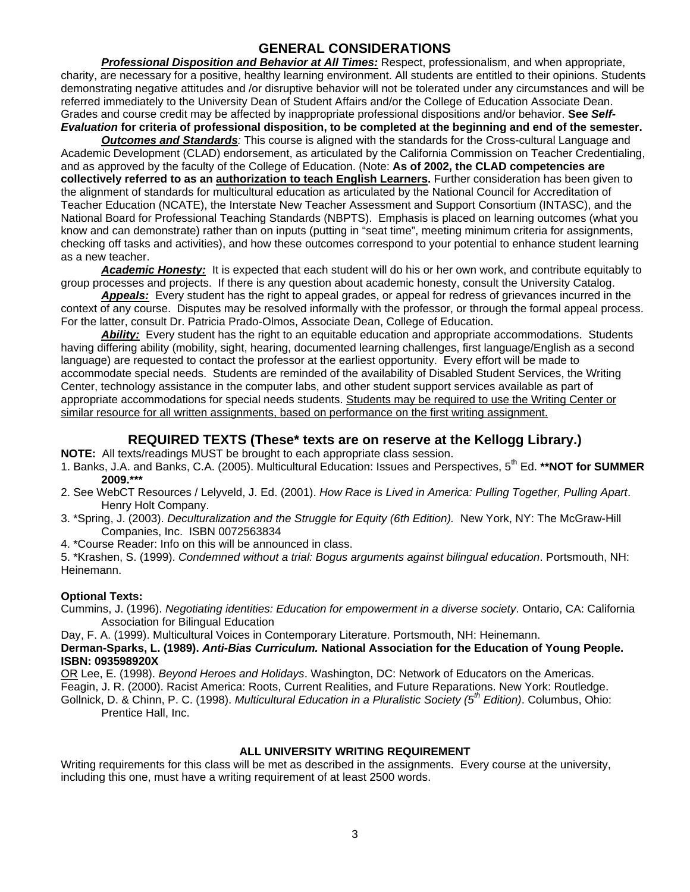## GENERAL CONSIDERATIONS

***Professional Disposition and Behavior at All Times:*** Respect, professionalism, and when appropriate, charity, are necessary for a positive, healthy learning environment. All students are entitled to their opinions. Students demonstrating negative attitudes and /or disruptive behavior will not be tolerated under any circumstances and will be referred immediately to the University Dean of Student Affairs and/or the College of Education Associate Dean. Grades and course credit may be affected by inappropriate professional dispositions and/or behavior. **See *Self-Evaluation* for criteria of professional disposition, to be completed at the beginning and end of the semester.**

***Outcomes and Standards****:* This course is aligned with the standards for the Cross-cultural Language and Academic Development (CLAD) endorsement, as articulated by the California Commission on Teacher Credentialing, and as approved by the faculty of the College of Education. (Note: **As of 2002, the CLAD competencies are collectively referred to as an authorization to teach English Learners.** Further consideration has been given to the alignment of standards for multicultural education as articulated by the National Council for Accreditation of Teacher Education (NCATE), the Interstate New Teacher Assessment and Support Consortium (INTASC), and the National Board for Professional Teaching Standards (NBPTS). Emphasis is placed on learning outcomes (what you know and can demonstrate) rather than on inputs (putting in "seat time", meeting minimum criteria for assignments, checking off tasks and activities), and how these outcomes correspond to your potential to enhance student learning as a new teacher.

***Academic Honesty:*** It is expected that each student will do his or her own work, and contribute equitably to group processes and projects. If there is any question about academic honesty, consult the University Catalog.

***Appeals:*** Every student has the right to appeal grades, or appeal for redress of grievances incurred in the context of any course. Disputes may be resolved informally with the professor, or through the formal appeal process. For the latter, consult Dr. Patricia Prado-Olmos, Associate Dean, College of Education.

***Ability:*** Every student has the right to an equitable education and appropriate accommodations. Students having differing ability (mobility, sight, hearing, documented learning challenges, first language/English as a second language) are requested to contact the professor at the earliest opportunity. Every effort will be made to accommodate special needs. Students are reminded of the availability of Disabled Student Services, the Writing Center, technology assistance in the computer labs, and other student support services available as part of appropriate accommodations for special needs students. Students may be required to use the Writing Center or similar resource for all written assignments, based on performance on the first writing assignment.

## REQUIRED TEXTS (These* texts are on reserve at the Kellogg Library.)

**NOTE:** All texts/readings MUST be brought to each appropriate class session.

1. Banks, J.A. and Banks, C.A. (2005). Multicultural Education: Issues and Perspectives, 5th Ed. **NOT for SUMMER 2009.*****
2. See WebCT Resources / Lelyveld, J. Ed. (2001). *How Race is Lived in America: Pulling Together, Pulling Apart*. Henry Holt Company.
3. *Spring, J. (2003). *Deculturalization and the Struggle for Equity (6th Edition).* New York, NY: The McGraw-Hill Companies, Inc. ISBN 0072563834
4. *Course Reader: Info on this will be announced in class.
5. *Krashen, S. (1999). *Condemned without a trial: Bogus arguments against bilingual education*. Portsmouth, NH: Heinemann.

**Optional Texts:**

Cummins, J. (1996). *Negotiating identities: Education for empowerment in a diverse society*. Ontario, CA: California Association for Bilingual Education

Day, F. A. (1999). Multicultural Voices in Contemporary Literature. Portsmouth, NH: Heinemann.

**Derman-Sparks, L. (1989). *Anti-Bias Curriculum.* National Association for the Education of Young People. ISBN: 093598920X**

OR Lee, E. (1998). *Beyond Heroes and Holidays*. Washington, DC: Network of Educators on the Americas.

Feagin, J. R. (2000). Racist America: Roots, Current Realities, and Future Reparations. New York: Routledge.

Gollnick, D. & Chinn, P. C. (1998). *Multicultural Education in a Pluralistic Society (5th Edition)*. Columbus, Ohio: Prentice Hall, Inc.

### ALL UNIVERSITY WRITING REQUIREMENT

Writing requirements for this class will be met as described in the assignments. Every course at the university, including this one, must have a writing requirement of at least 2500 words.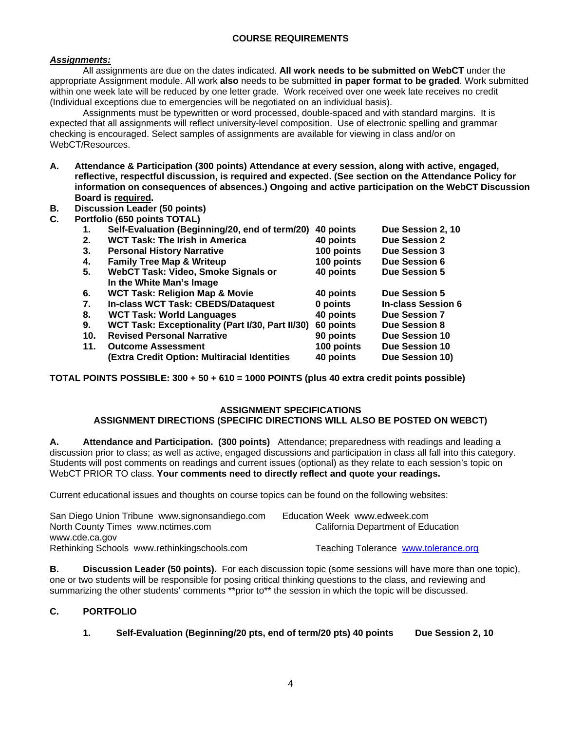## COURSE REQUIREMENTS

***Assignments:***

All assignments are due on the dates indicated. **All work needs to be submitted on WebCT** under the appropriate Assignment module. All work **also** needs to be submitted **in paper format to be graded**. Work submitted within one week late will be reduced by one letter grade. Work received over one week late receives no credit (Individual exceptions due to emergencies will be negotiated on an individual basis).

Assignments must be typewritten or word processed, double-spaced and with standard margins. It is expected that all assignments will reflect university-level composition. Use of electronic spelling and grammar checking is encouraged. Select samples of assignments are available for viewing in class and/or on WebCT/Resources.

**A. Attendance & Participation (300 points) Attendance at every session, along with active, engaged, reflective, respectful discussion, is required and expected. (See section on the Attendance Policy for information on consequences of absences.) Ongoing and active participation on the WebCT Discussion Board is <u>required</u>.**

**B. Discussion Leader (50 points)**

**C. Portfolio (650 points TOTAL)**

| | | | |
|---|---|---|---|
| **1.** | **Self-Evaluation (Beginning/20, end of term/20)** | **40 points** | **Due Session 2, 10** |
| **2.** | **WCT Task: The Irish in America** | **40 points** | **Due Session 2** |
| **3.** | **Personal History Narrative** | **100 points** | **Due Session 3** |
| **4.** | **Family Tree Map & Writeup** | **100 points** | **Due Session 6** |
| **5.** | **WebCT Task: Video, Smoke Signals or In the White Man's Image** | **40 points** | **Due Session 5** |
| **6.** | **WCT Task: Religion Map & Movie** | **40 points** | **Due Session 5** |
| **7.** | **In-class WCT Task: CBEDS/Dataquest** | **0 points** | **In-class Session 6** |
| **8.** | **WCT Task: World Languages** | **40 points** | **Due Session 7** |
| **9.** | **WCT Task: Exceptionality (Part I/30, Part II/30)** | **60 points** | **Due Session 8** |
| **10.** | **Revised Personal Narrative** | **90 points** | **Due Session 10** |
| **11.** | **Outcome Assessment** | **100 points** | **Due Session 10** |
| | **(Extra Credit Option: Multiracial Identities** | **40 points** | **Due Session 10)** |

**TOTAL POINTS POSSIBLE: 300 + 50 + 610 = 1000 POINTS (plus 40 extra credit points possible)**

### ASSIGNMENT SPECIFICATIONS
### ASSIGNMENT DIRECTIONS (SPECIFIC DIRECTIONS WILL ALSO BE POSTED ON WEBCT)

**A. Attendance and Participation. (300 points)** Attendance; preparedness with readings and leading a discussion prior to class; as well as active, engaged discussions and participation in class all fall into this category. Students will post comments on readings and current issues (optional) as they relate to each session's topic on WebCT PRIOR TO class. **Your comments need to directly reflect and quote your readings.**

Current educational issues and thoughts on course topics can be found on the following websites:

San Diego Union Tribune www.signonsandiego.com
Education Week www.edweek.com
North County Times www.nctimes.com
California Department of Education www.cde.ca.gov
Rethinking Schools www.rethinkingschools.com
Teaching Tolerance www.tolerance.org

**B. Discussion Leader (50 points).** For each discussion topic (some sessions will have more than one topic), one or two students will be responsible for posing critical thinking questions to the class, and reviewing and summarizing the other students' comments **prior to** the session in which the topic will be discussed.

**C. PORTFOLIO**

**1. Self-Evaluation (Beginning/20 pts, end of term/20 pts) 40 points Due Session 2, 10**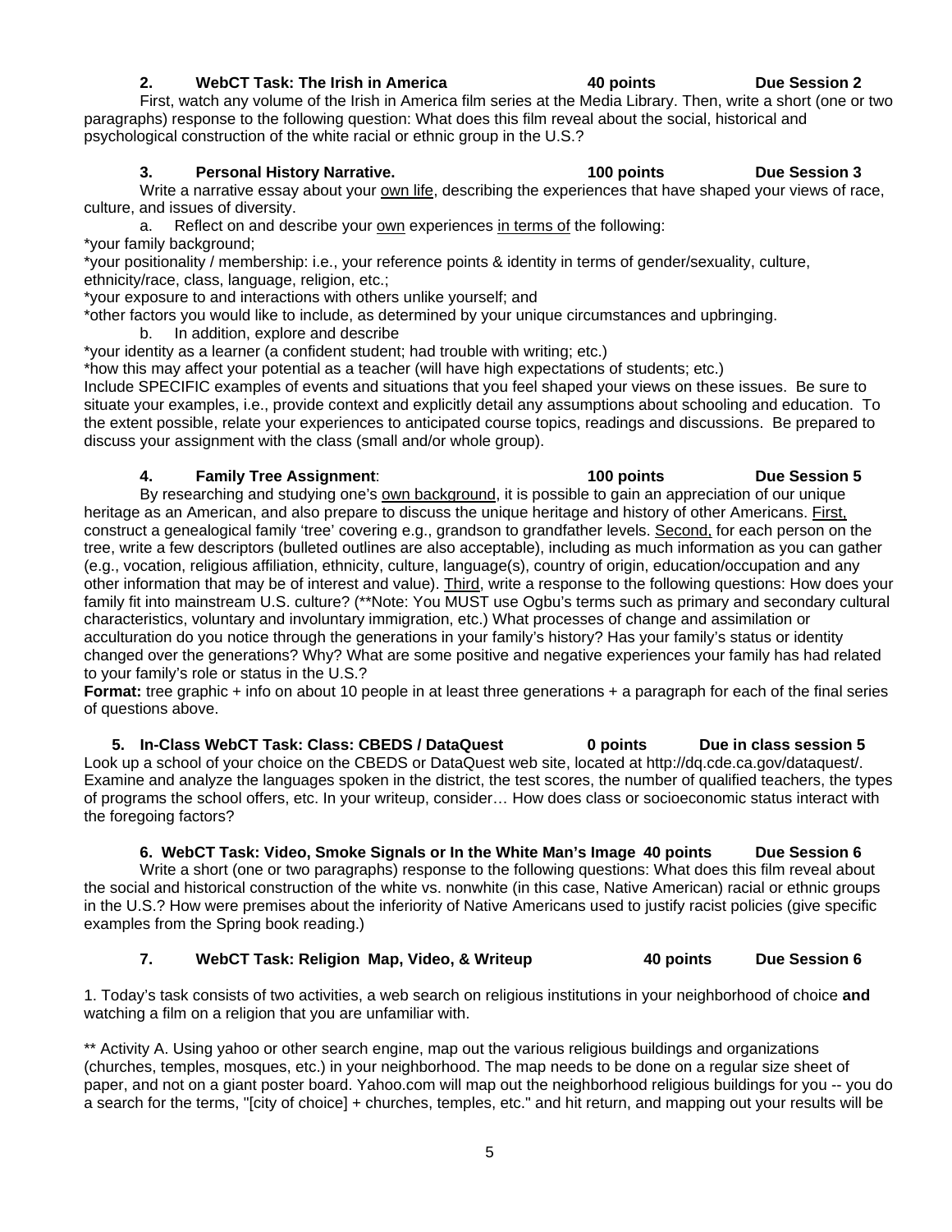**2. WebCT Task: The Irish in America — 40 points — Due Session 2**

First, watch any volume of the Irish in America film series at the Media Library. Then, write a short (one or two paragraphs) response to the following question: What does this film reveal about the social, historical and psychological construction of the white racial or ethnic group in the U.S.?

**3. Personal History Narrative. — 100 points — Due Session 3**

Write a narrative essay about your own life, describing the experiences that have shaped your views of race, culture, and issues of diversity.

a. Reflect on and describe your own experiences in terms of the following:

*your family background;
*your positionality / membership: i.e., your reference points & identity in terms of gender/sexuality, culture, ethnicity/race, class, language, religion, etc.;
*your exposure to and interactions with others unlike yourself; and
*other factors you would like to include, as determined by your unique circumstances and upbringing.

b. In addition, explore and describe

*your identity as a learner (a confident student; had trouble with writing; etc.)
*how this may affect your potential as a teacher (will have high expectations of students; etc.)

Include SPECIFIC examples of events and situations that you feel shaped your views on these issues. Be sure to situate your examples, i.e., provide context and explicitly detail any assumptions about schooling and education. To the extent possible, relate your experiences to anticipated course topics, readings and discussions. Be prepared to discuss your assignment with the class (small and/or whole group).

**4. Family Tree Assignment: — 100 points — Due Session 5**

By researching and studying one's own background, it is possible to gain an appreciation of our unique heritage as an American, and also prepare to discuss the unique heritage and history of other Americans. First, construct a genealogical family 'tree' covering e.g., grandson to grandfather levels. Second, for each person on the tree, write a few descriptors (bulleted outlines are also acceptable), including as much information as you can gather (e.g., vocation, religious affiliation, ethnicity, culture, language(s), country of origin, education/occupation and any other information that may be of interest and value). Third, write a response to the following questions: How does your family fit into mainstream U.S. culture? (**Note: You MUST use Ogbu's terms such as primary and secondary cultural characteristics, voluntary and involuntary immigration, etc.) What processes of change and assimilation or acculturation do you notice through the generations in your family's history? Has your family's status or identity changed over the generations? Why? What are some positive and negative experiences your family has had related to your family's role or status in the U.S.?

**Format:** tree graphic + info on about 10 people in at least three generations + a paragraph for each of the final series of questions above.

**5. In-Class WebCT Task: Class: CBEDS / DataQuest — 0 points — Due in class session 5**

Look up a school of your choice on the CBEDS or DataQuest web site, located at http://dq.cde.ca.gov/dataquest/. Examine and analyze the languages spoken in the district, the test scores, the number of qualified teachers, the types of programs the school offers, etc. In your writeup, consider… How does class or socioeconomic status interact with the foregoing factors?

**6. WebCT Task: Video, Smoke Signals or In the White Man's Image — 40 points — Due Session 6**

Write a short (one or two paragraphs) response to the following questions: What does this film reveal about the social and historical construction of the white vs. nonwhite (in this case, Native American) racial or ethnic groups in the U.S.? How were premises about the inferiority of Native Americans used to justify racist policies (give specific examples from the Spring book reading.)

**7. WebCT Task: Religion Map, Video, & Writeup — 40 points — Due Session 6**

1. Today's task consists of two activities, a web search on religious institutions in your neighborhood of choice **and** watching a film on a religion that you are unfamiliar with.

** Activity A. Using yahoo or other search engine, map out the various religious buildings and organizations (churches, temples, mosques, etc.) in your neighborhood. The map needs to be done on a regular size sheet of paper, and not on a giant poster board. Yahoo.com will map out the neighborhood religious buildings for you -- you do a search for the terms, "[city of choice] + churches, temples, etc." and hit return, and mapping out your results will be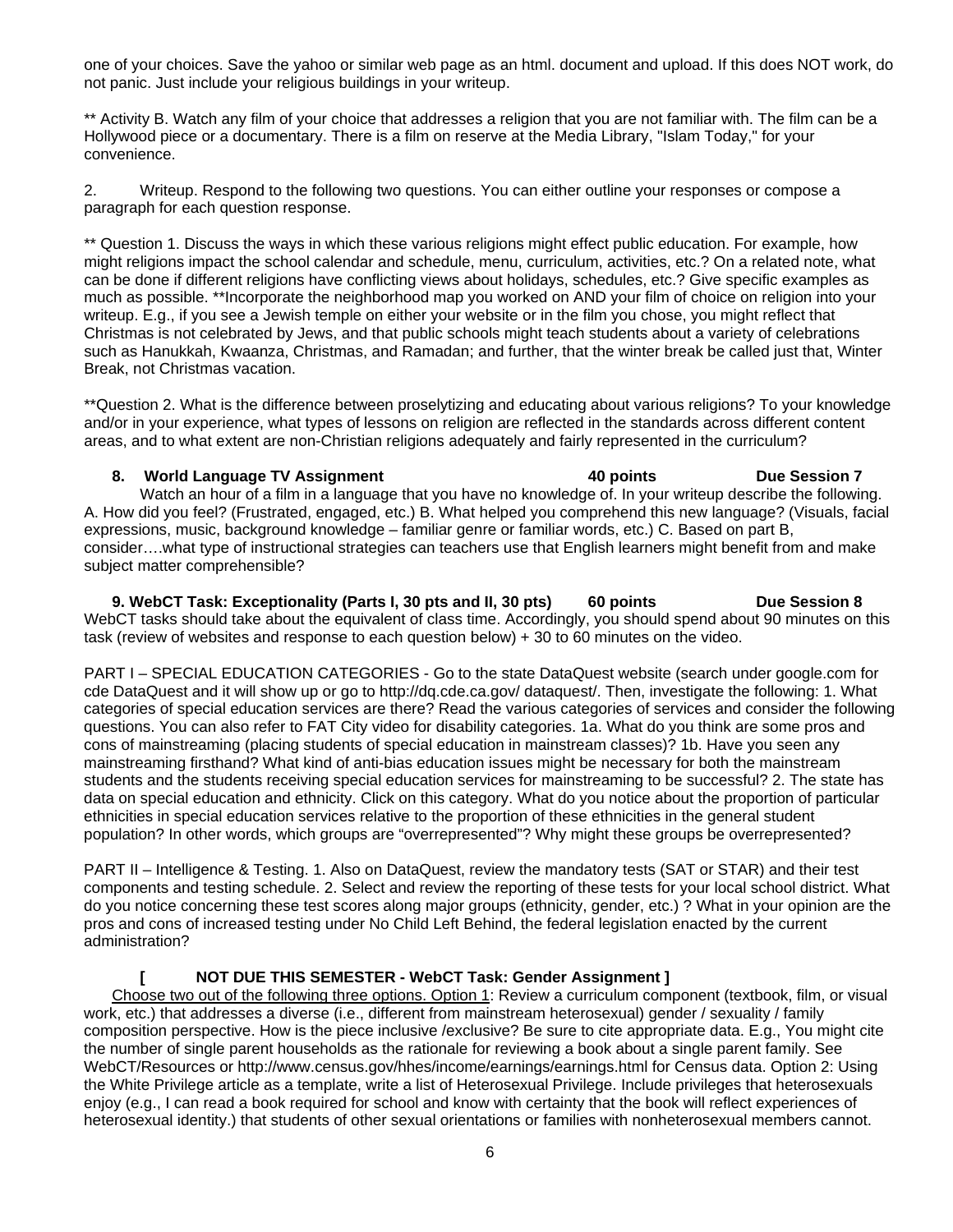one of your choices. Save the yahoo or similar web page as an html. document and upload. If this does NOT work, do not panic. Just include your religious buildings in your writeup.

** Activity B. Watch any film of your choice that addresses a religion that you are not familiar with. The film can be a Hollywood piece or a documentary. There is a film on reserve at the Media Library, "Islam Today," for your convenience.

2. Writeup. Respond to the following two questions. You can either outline your responses or compose a paragraph for each question response.

** Question 1. Discuss the ways in which these various religions might effect public education. For example, how might religions impact the school calendar and schedule, menu, curriculum, activities, etc.? On a related note, what can be done if different religions have conflicting views about holidays, schedules, etc.? Give specific examples as much as possible. **Incorporate the neighborhood map you worked on AND your film of choice on religion into your writeup. E.g., if you see a Jewish temple on either your website or in the film you chose, you might reflect that Christmas is not celebrated by Jews, and that public schools might teach students about a variety of celebrations such as Hanukkah, Kwaanza, Christmas, and Ramadan; and further, that the winter break be called just that, Winter Break, not Christmas vacation.

**Question 2. What is the difference between proselytizing and educating about various religions? To your knowledge and/or in your experience, what types of lessons on religion are reflected in the standards across different content areas, and to what extent are non-Christian religions adequately and fairly represented in the curriculum?

**8. World Language TV Assignment — 40 points — Due Session 7**

Watch an hour of a film in a language that you have no knowledge of. In your writeup describe the following. A. How did you feel? (Frustrated, engaged, etc.) B. What helped you comprehend this new language? (Visuals, facial expressions, music, background knowledge – familiar genre or familiar words, etc.) C. Based on part B, consider….what type of instructional strategies can teachers use that English learners might benefit from and make subject matter comprehensible?

**9. WebCT Task: Exceptionality (Parts I, 30 pts and II, 30 pts) — 60 points — Due Session 8**

WebCT tasks should take about the equivalent of class time. Accordingly, you should spend about 90 minutes on this task (review of websites and response to each question below) + 30 to 60 minutes on the video.

PART I – SPECIAL EDUCATION CATEGORIES - Go to the state DataQuest website (search under google.com for cde DataQuest and it will show up or go to http://dq.cde.ca.gov/ dataquest/. Then, investigate the following: 1. What categories of special education services are there? Read the various categories of services and consider the following questions. You can also refer to FAT City video for disability categories. 1a. What do you think are some pros and cons of mainstreaming (placing students of special education in mainstream classes)? 1b. Have you seen any mainstreaming firsthand? What kind of anti-bias education issues might be necessary for both the mainstream students and the students receiving special education services for mainstreaming to be successful? 2. The state has data on special education and ethnicity. Click on this category. What do you notice about the proportion of particular ethnicities in special education services relative to the proportion of these ethnicities in the general student population? In other words, which groups are "overrepresented"? Why might these groups be overrepresented?

PART II – Intelligence & Testing. 1. Also on DataQuest, review the mandatory tests (SAT or STAR) and their test components and testing schedule. 2. Select and review the reporting of these tests for your local school district. What do you notice concerning these test scores along major groups (ethnicity, gender, etc.) ? What in your opinion are the pros and cons of increased testing under No Child Left Behind, the federal legislation enacted by the current administration?

**[ NOT DUE THIS SEMESTER - WebCT Task: Gender Assignment ]**

<u>Choose two out of the following three options. Option 1</u>: Review a curriculum component (textbook, film, or visual work, etc.) that addresses a diverse (i.e., different from mainstream heterosexual) gender / sexuality / family composition perspective. How is the piece inclusive /exclusive? Be sure to cite appropriate data. E.g., You might cite the number of single parent households as the rationale for reviewing a book about a single parent family. See WebCT/Resources or http://www.census.gov/hhes/income/earnings/earnings.html for Census data. Option 2: Using the White Privilege article as a template, write a list of Heterosexual Privilege. Include privileges that heterosexuals enjoy (e.g., I can read a book required for school and know with certainty that the book will reflect experiences of heterosexual identity.) that students of other sexual orientations or families with nonheterosexual members cannot.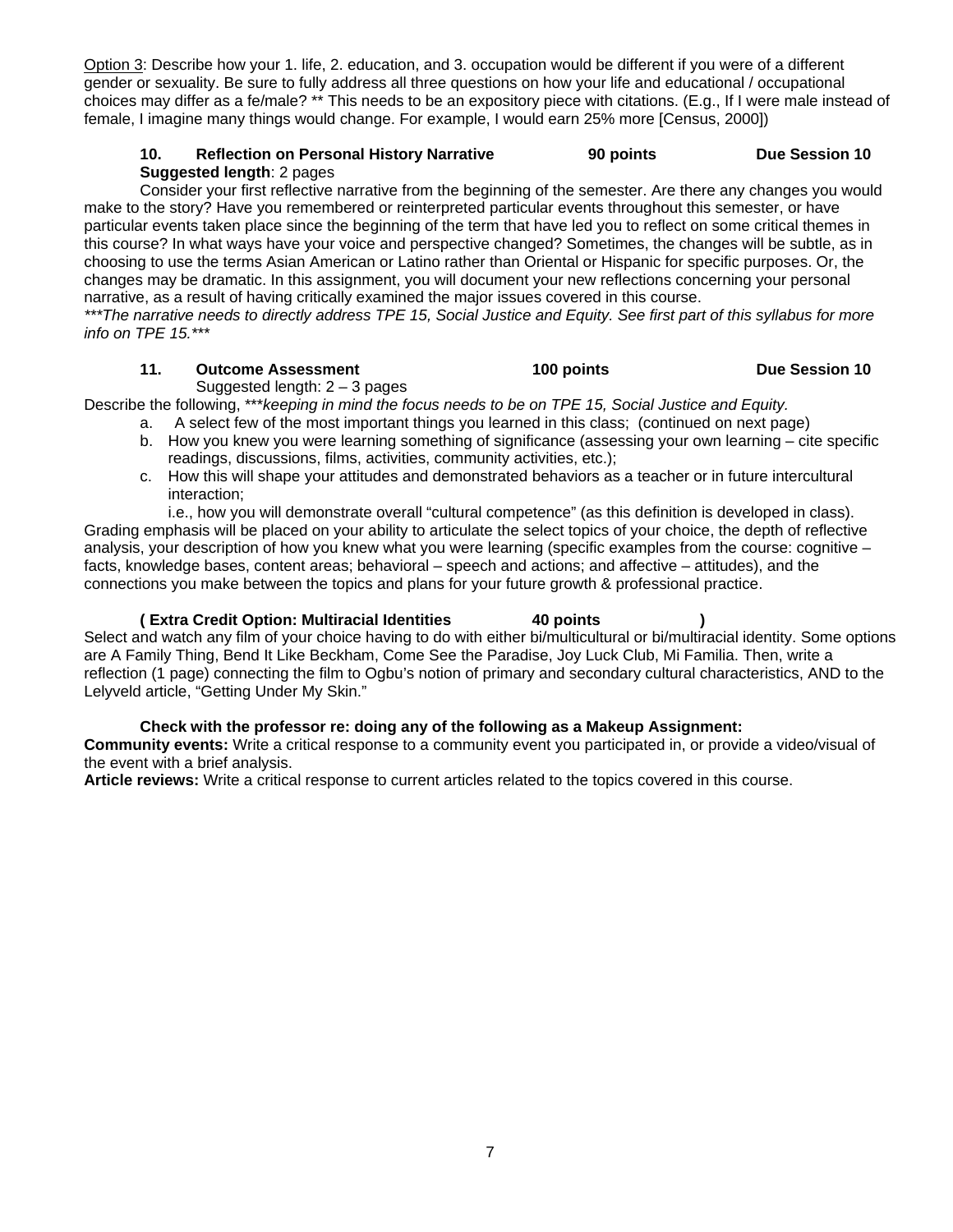Option 3: Describe how your 1. life, 2. education, and 3. occupation would be different if you were of a different gender or sexuality. Be sure to fully address all three questions on how your life and educational / occupational choices may differ as a fe/male? ** This needs to be an expository piece with citations. (E.g., If I were male instead of female, I imagine many things would change. For example, I would earn 25% more [Census, 2000])

**10. Reflection on Personal History Narrative — 90 points — Due Session 10**

**Suggested length**: 2 pages

Consider your first reflective narrative from the beginning of the semester. Are there any changes you would make to the story? Have you remembered or reinterpreted particular events throughout this semester, or have particular events taken place since the beginning of the term that have led you to reflect on some critical themes in this course? In what ways have your voice and perspective changed? Sometimes, the changes will be subtle, as in choosing to use the terms Asian American or Latino rather than Oriental or Hispanic for specific purposes. Or, the changes may be dramatic. In this assignment, you will document your new reflections concerning your personal narrative, as a result of having critically examined the major issues covered in this course.

****The narrative needs to directly address TPE 15, Social Justice and Equity. See first part of this syllabus for more info on TPE 15.****

**11. Outcome Assessment — 100 points — Due Session 10**

Suggested length: 2 – 3 pages

Describe the following, ****keeping in mind the focus needs to be on TPE 15, Social Justice and Equity.*

a. A select few of the most important things you learned in this class; (continued on next page)
b. How you knew you were learning something of significance (assessing your own learning – cite specific readings, discussions, films, activities, community activities, etc.);
c. How this will shape your attitudes and demonstrated behaviors as a teacher or in future intercultural interaction;
   i.e., how you will demonstrate overall "cultural competence" (as this definition is developed in class).

Grading emphasis will be placed on your ability to articulate the select topics of your choice, the depth of reflective analysis, your description of how you knew what you were learning (specific examples from the course: cognitive – facts, knowledge bases, content areas; behavioral – speech and actions; and affective – attitudes), and the connections you make between the topics and plans for your future growth & professional practice.

**( Extra Credit Option: Multiracial Identities — 40 points )**

Select and watch any film of your choice having to do with either bi/multicultural or bi/multiracial identity. Some options are A Family Thing, Bend It Like Beckham, Come See the Paradise, Joy Luck Club, Mi Familia. Then, write a reflection (1 page) connecting the film to Ogbu's notion of primary and secondary cultural characteristics, AND to the Lelyveld article, "Getting Under My Skin."

**Check with the professor re: doing any of the following as a Makeup Assignment:**

**Community events:** Write a critical response to a community event you participated in, or provide a video/visual of the event with a brief analysis.

**Article reviews:** Write a critical response to current articles related to the topics covered in this course.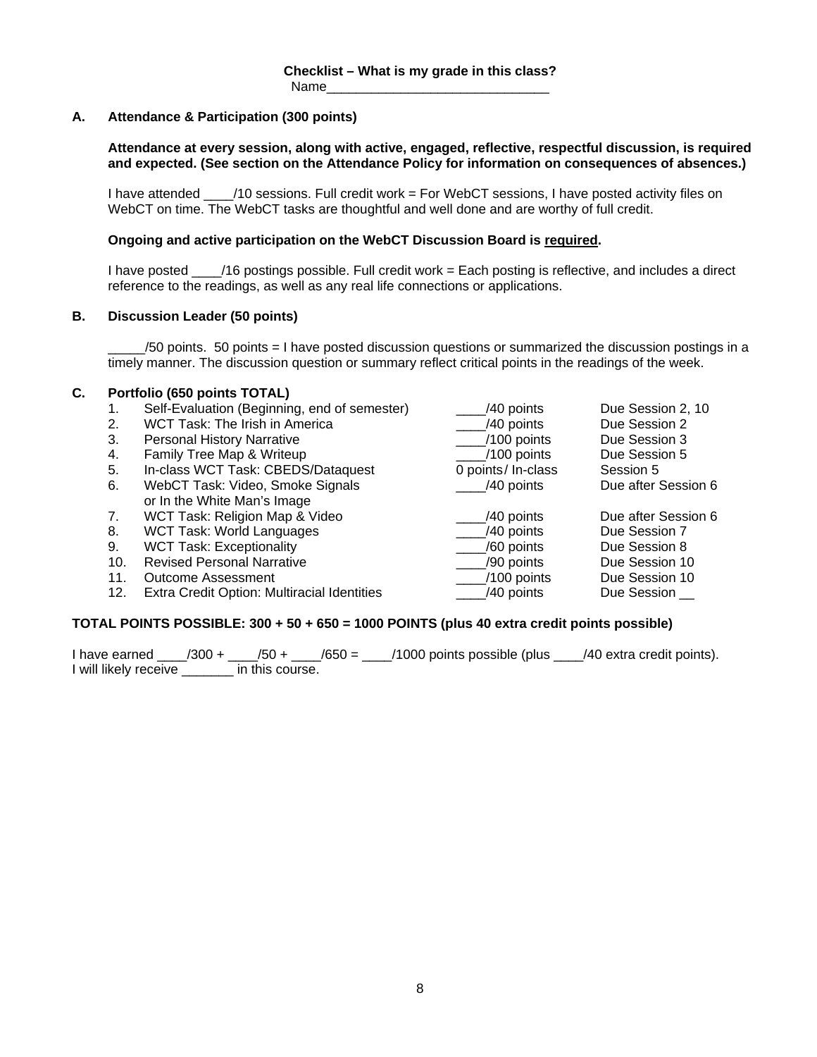**Checklist – What is my grade in this class?**

Name_______________________________

### A. Attendance & Participation (300 points)

**Attendance at every session, along with active, engaged, reflective, respectful discussion, is required and expected. (See section on the Attendance Policy for information on consequences of absences.)**

I have attended ____/10 sessions. Full credit work = For WebCT sessions, I have posted activity files on WebCT on time. The WebCT tasks are thoughtful and well done and are worthy of full credit.

**Ongoing and active participation on the WebCT Discussion Board is <u>required</u>.**

I have posted ____/16 postings possible. Full credit work = Each posting is reflective, and includes a direct reference to the readings, as well as any real life connections or applications.

### B. Discussion Leader (50 points)

_____/50 points. 50 points = I have posted discussion questions or summarized the discussion postings in a timely manner. The discussion question or summary reflect critical points in the readings of the week.

### C. Portfolio (650 points TOTAL)

| # | Task | Points | Due |
|---|---|---|---|
| 1. | Self-Evaluation (Beginning, end of semester) | ____/40 points | Due Session 2, 10 |
| 2. | WCT Task: The Irish in America | ____/40 points | Due Session 2 |
| 3. | Personal History Narrative | ____/100 points | Due Session 3 |
| 4. | Family Tree Map & Writeup | ____/100 points | Due Session 5 |
| 5. | In-class WCT Task: CBEDS/Dataquest | 0 points/ In-class | Session 5 |
| 6. | WebCT Task: Video, Smoke Signals or In the White Man's Image | ____/40 points | Due after Session 6 |
| 7. | WCT Task: Religion Map & Video | ____/40 points | Due after Session 6 |
| 8. | WCT Task: World Languages | ____/40 points | Due Session 7 |
| 9. | WCT Task: Exceptionality | ____/60 points | Due Session 8 |
| 10. | Revised Personal Narrative | ____/90 points | Due Session 10 |
| 11. | Outcome Assessment | ____/100 points | Due Session 10 |
| 12. | Extra Credit Option: Multiracial Identities | ____/40 points | Due Session __ |

**TOTAL POINTS POSSIBLE: 300 + 50 + 650 = 1000 POINTS (plus 40 extra credit points possible)**

I have earned ____/300 + ____/50 + ____/650 = ____/1000 points possible (plus ____/40 extra credit points).
I will likely receive _______ in this course.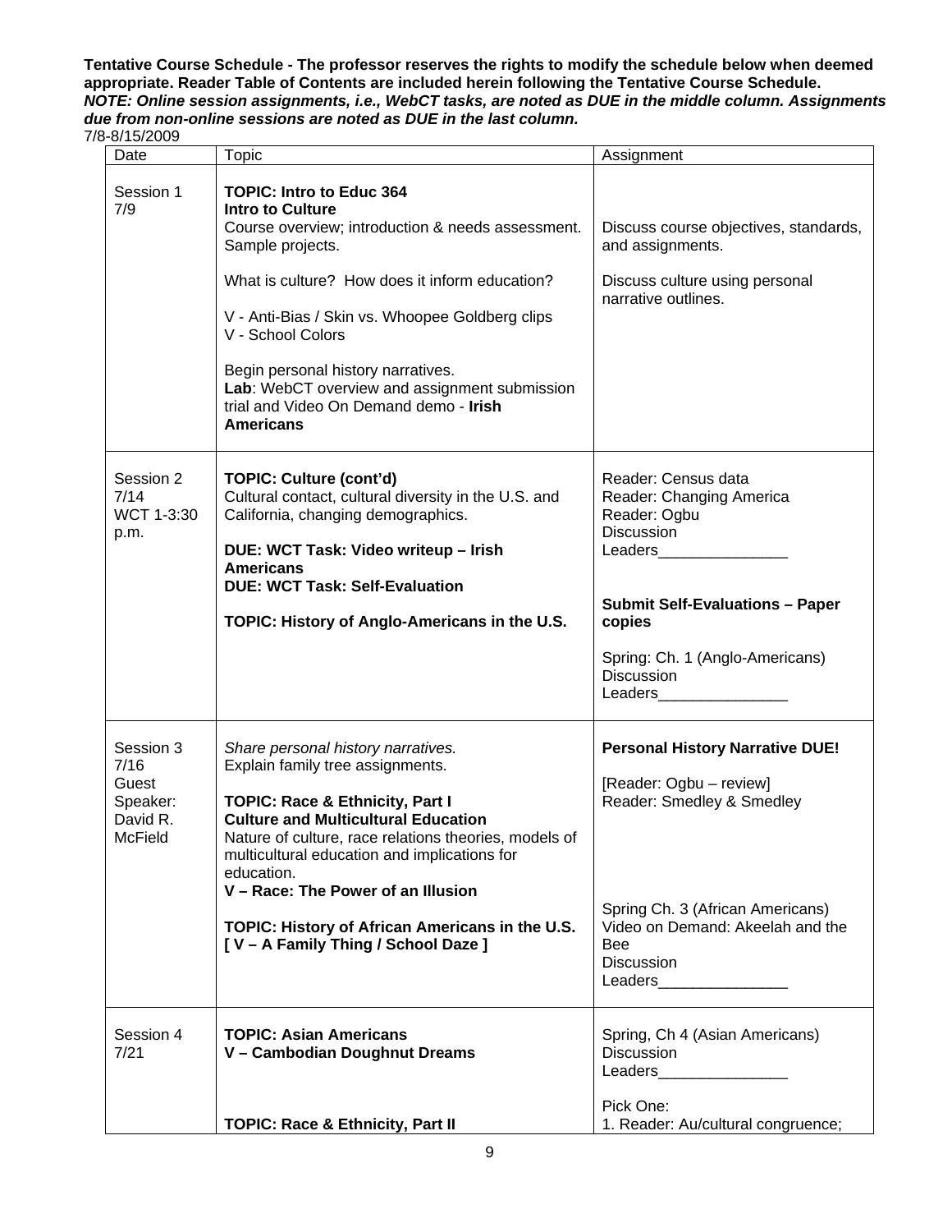**Tentative Course Schedule - The professor reserves the rights to modify the schedule below when deemed appropriate. Reader Table of Contents are included herein following the Tentative Course Schedule.**
***NOTE: Online session assignments, i.e., WebCT tasks, are noted as DUE in the middle column. Assignments due from non-online sessions are noted as DUE in the last column.***
7/8-8/15/2009

| Date | Topic | Assignment |
| --- | --- | --- |
| Session 1<br>7/9 | **TOPIC: Intro to Educ 364**<br>**Intro to Culture**<br>Course overview; introduction & needs assessment. Sample projects.<br><br>What is culture? How does it inform education?<br><br>V - Anti-Bias / Skin vs. Whoopee Goldberg clips<br>V - School Colors<br><br>Begin personal history narratives.<br>**Lab**: WebCT overview and assignment submission trial and Video On Demand demo - **Irish Americans** | Discuss course objectives, standards, and assignments.<br><br>Discuss culture using personal narrative outlines. |
| Session 2<br>7/14<br>WCT 1-3:30 p.m. | **TOPIC: Culture (cont'd)**<br>Cultural contact, cultural diversity in the U.S. and California, changing demographics.<br><br>**DUE: WCT Task: Video writeup – Irish Americans**<br>**DUE: WCT Task: Self-Evaluation**<br><br>**TOPIC: History of Anglo-Americans in the U.S.** | Reader: Census data<br>Reader: Changing America<br>Reader: Ogbu<br>Discussion Leaders_______________<br><br>**Submit Self-Evaluations – Paper copies**<br><br>Spring: Ch. 1 (Anglo-Americans)<br>Discussion Leaders_______________ |
| Session 3<br>7/16<br>Guest Speaker: David R. McField | *Share personal history narratives.*<br>Explain family tree assignments.<br><br>**TOPIC: Race & Ethnicity, Part I**<br>**Culture and Multicultural Education**<br>Nature of culture, race relations theories, models of multicultural education and implications for education.<br>**V – Race: The Power of an Illusion**<br><br>**TOPIC: History of African Americans in the U.S.**<br>**[ V – A Family Thing / School Daze ]** | **Personal History Narrative DUE!**<br><br>[Reader: Ogbu – review]<br>Reader: Smedley & Smedley<br><br>Spring Ch. 3 (African Americans)<br>Video on Demand: Akeelah and the Bee<br>Discussion Leaders_______________ |
| Session 4<br>7/21 | **TOPIC: Asian Americans**<br>**V – Cambodian Doughnut Dreams**<br><br>**TOPIC: Race & Ethnicity, Part II** | Spring, Ch 4 (Asian Americans)<br>Discussion Leaders_______________<br><br>Pick One:<br>1. Reader: Au/cultural congruence; |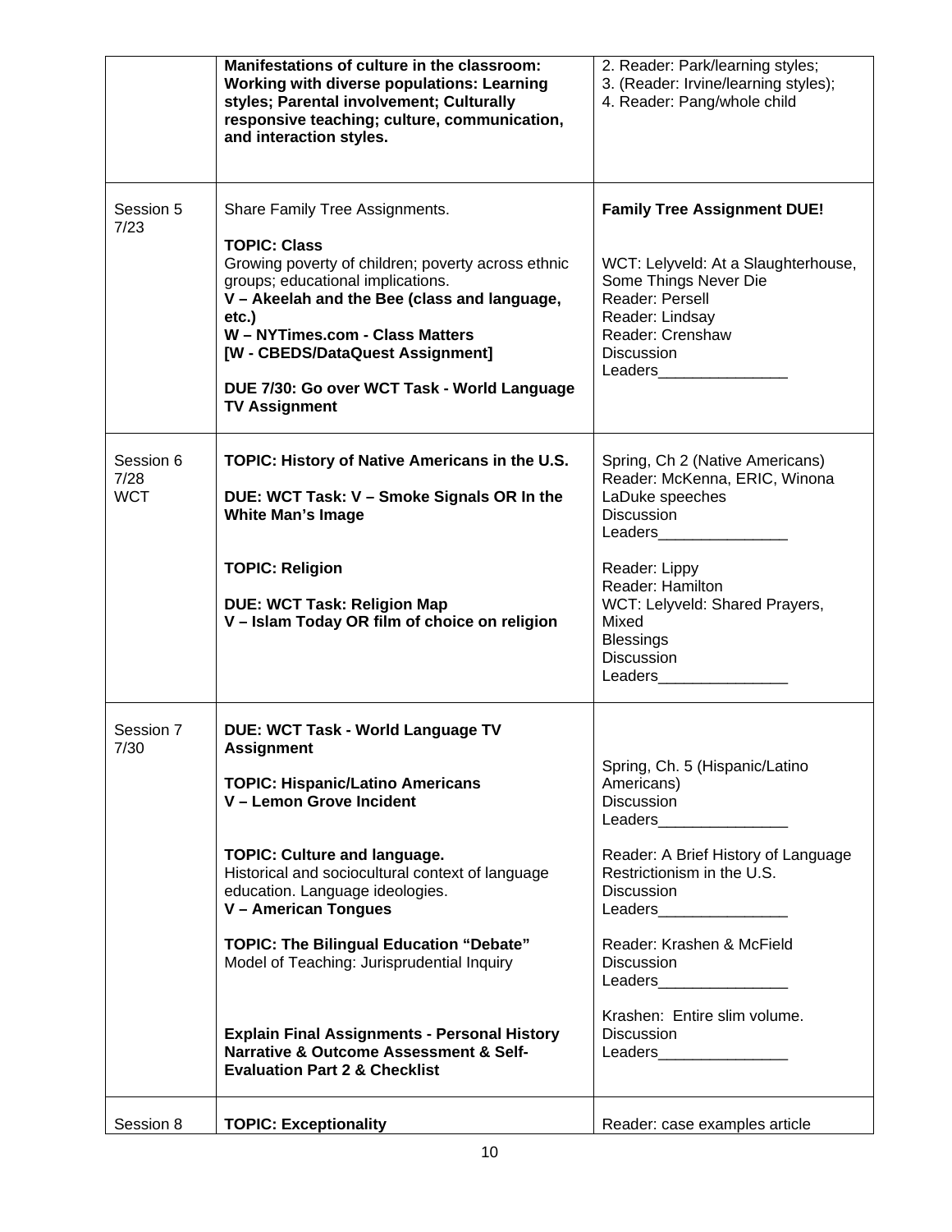| | | |
|---|---|---|
| | **Manifestations of culture in the classroom: Working with diverse populations: Learning styles; Parental involvement; Culturally responsive teaching; culture, communication, and interaction styles.** | 2. Reader: Park/learning styles;<br>3. (Reader: Irvine/learning styles);<br>4. Reader: Pang/whole child |
| Session 5<br>7/23 | Share Family Tree Assignments.<br><br>**TOPIC: Class**<br>Growing poverty of children; poverty across ethnic groups; educational implications.<br>**V – Akeelah and the Bee (class and language, etc.)**<br>**W – NYTimes.com - Class Matters**<br>**[W - CBEDS/DataQuest Assignment]**<br><br>**DUE 7/30: Go over WCT Task - World Language TV Assignment** | **Family Tree Assignment DUE!**<br><br>WCT: Lelyveld: At a Slaughterhouse, Some Things Never Die<br>Reader: Persell<br>Reader: Lindsay<br>Reader: Crenshaw<br>Discussion<br>Leaders_______________ |
| Session 6<br>7/28<br>WCT | **TOPIC: History of Native Americans in the U.S.**<br><br>**DUE: WCT Task: V – Smoke Signals OR In the White Man's Image**<br><br>**TOPIC: Religion**<br><br>**DUE: WCT Task: Religion Map**<br>**V – Islam Today OR film of choice on religion** | Spring, Ch 2 (Native Americans)<br>Reader: McKenna, ERIC, Winona LaDuke speeches<br>Discussion<br>Leaders_______________<br><br>Reader: Lippy<br>Reader: Hamilton<br>WCT: Lelyveld: Shared Prayers, Mixed Blessings<br>Discussion<br>Leaders_______________ |
| Session 7<br>7/30 | **DUE: WCT Task - World Language TV Assignment**<br><br>**TOPIC: Hispanic/Latino Americans**<br>**V – Lemon Grove Incident**<br><br>**TOPIC: Culture and language.**<br>Historical and sociocultural context of language education. Language ideologies.<br>**V – American Tongues**<br><br>**TOPIC: The Bilingual Education "Debate"**<br>Model of Teaching: Jurisprudential Inquiry<br><br>**Explain Final Assignments - Personal History Narrative & Outcome Assessment & Self-Evaluation Part 2 & Checklist** | Spring, Ch. 5 (Hispanic/Latino Americans)<br>Discussion<br>Leaders_______________<br><br>Reader: A Brief History of Language Restrictionism in the U.S.<br>Discussion<br>Leaders_______________<br><br>Reader: Krashen & McField<br>Discussion<br>Leaders_______________<br><br>Krashen: Entire slim volume.<br>Discussion<br>Leaders_______________ |
| Session 8 | **TOPIC: Exceptionality** | Reader: case examples article |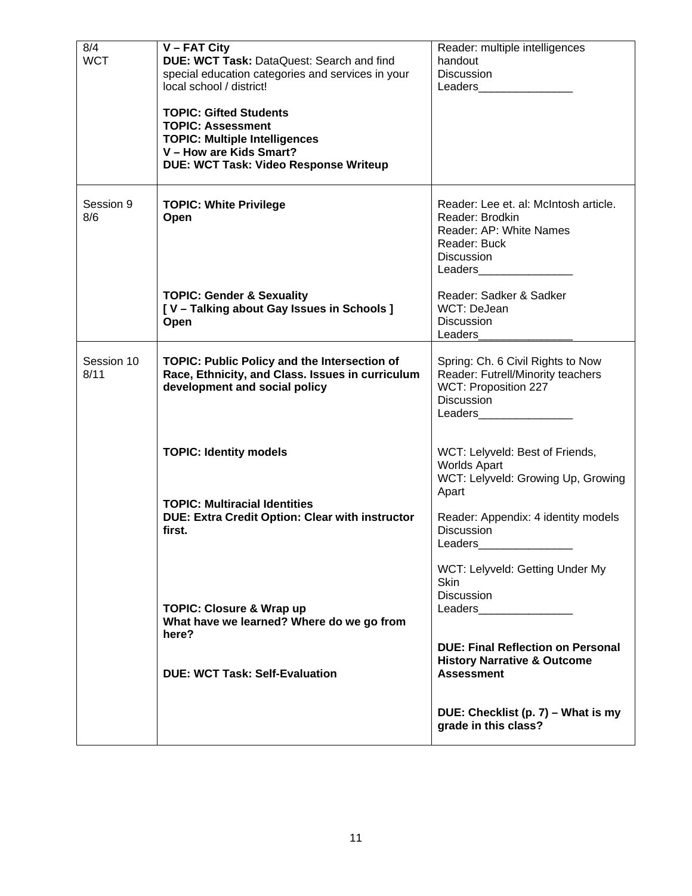| | | |
|---|---|---|
| 8/4<br>WCT | **V – FAT City**<br>**DUE: WCT Task:** DataQuest: Search and find special education categories and services in your local school / district!<br><br>**TOPIC: Gifted Students**<br>**TOPIC: Assessment**<br>**TOPIC: Multiple Intelligences**<br>**V – How are Kids Smart?**<br>**DUE: WCT Task: Video Response Writeup** | Reader: multiple intelligences handout<br>Discussion<br>Leaders_______________ |
| Session 9<br>8/6 | **TOPIC: White Privilege**<br>**Open**<br><br><br><br><br><br>**TOPIC: Gender & Sexuality**<br>**[ V – Talking about Gay Issues in Schools ]**<br>**Open** | Reader: Lee et. al: McIntosh article.<br>Reader: Brodkin<br>Reader: AP: White Names<br>Reader: Buck<br>Discussion<br>Leaders_______________<br><br>Reader: Sadker & Sadker<br>WCT: DeJean<br>Discussion<br>Leaders_______________ |
| Session 10<br>8/11 | **TOPIC: Public Policy and the Intersection of Race, Ethnicity, and Class. Issues in curriculum development and social policy**<br><br><br><br><br>**TOPIC: Identity models**<br><br><br><br>**TOPIC: Multiracial Identities**<br>**DUE: Extra Credit Option: Clear with instructor first.**<br><br><br><br><br><br>**TOPIC: Closure & Wrap up**<br>**What have we learned? Where do we go from here?**<br><br><br>**DUE: WCT Task: Self-Evaluation** | Spring: Ch. 6 Civil Rights to Now<br>Reader: Futrell/Minority teachers<br>WCT: Proposition 227<br>Discussion<br>Leaders_______________<br><br><br>WCT: Lelyveld: Best of Friends, Worlds Apart<br>WCT: Lelyveld: Growing Up, Growing Apart<br><br>Reader: Appendix: 4 identity models<br>Discussion<br>Leaders_______________<br><br>WCT: Lelyveld: Getting Under My Skin<br>Discussion<br>Leaders_______________<br><br><br>**DUE: Final Reflection on Personal History Narrative & Outcome Assessment**<br><br><br>**DUE: Checklist (p. 7) – What is my grade in this class?** |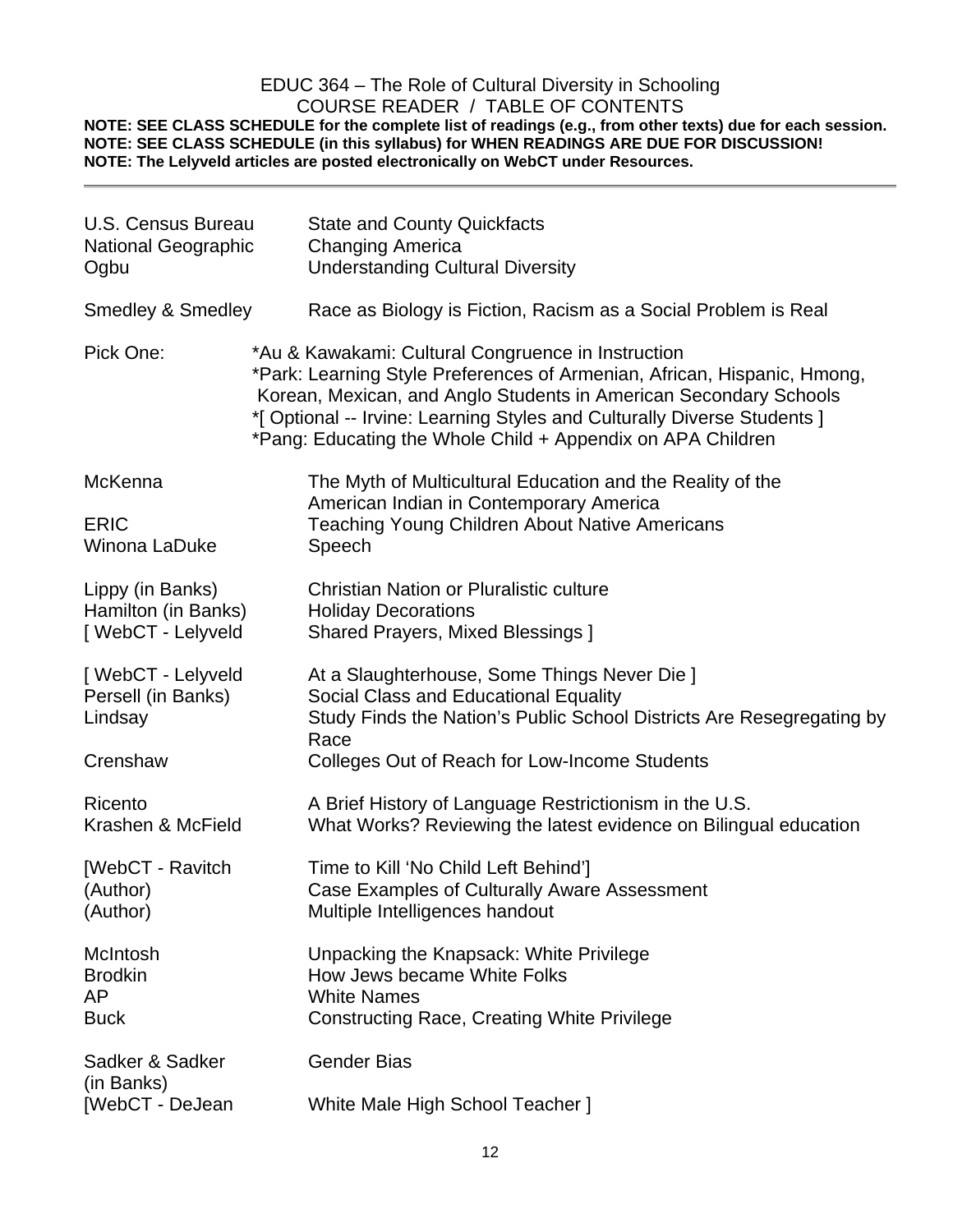# EDUC 364 – The Role of Cultural Diversity in Schooling
## COURSE READER / TABLE OF CONTENTS

**NOTE: SEE CLASS SCHEDULE for the complete list of readings (e.g., from other texts) due for each session.**
**NOTE: SEE CLASS SCHEDULE (in this syllabus) for WHEN READINGS ARE DUE FOR DISCUSSION!**
**NOTE: The Lelyveld articles are posted electronically on WebCT under Resources.**

---

| | |
|---|---|
| U.S. Census Bureau | State and County Quickfacts |
| National Geographic | Changing America |
| Ogbu | Understanding Cultural Diversity |
| | |
| Smedley & Smedley | Race as Biology is Fiction, Racism as a Social Problem is Real |
| | |
| Pick One: | *Au & Kawakami: Cultural Congruence in Instruction<br>*Park: Learning Style Preferences of Armenian, African, Hispanic, Hmong, Korean, Mexican, and Anglo Students in American Secondary Schools<br>*[ Optional -- Irvine: Learning Styles and Culturally Diverse Students ]<br>*Pang: Educating the Whole Child + Appendix on APA Children |
| | |
| McKenna | The Myth of Multicultural Education and the Reality of the American Indian in Contemporary America |
| ERIC | Teaching Young Children About Native Americans |
| Winona LaDuke | Speech |
| | |
| Lippy (in Banks) | Christian Nation or Pluralistic culture |
| Hamilton (in Banks) | Holiday Decorations |
| [ WebCT - Lelyveld | Shared Prayers, Mixed Blessings ] |
| | |
| [ WebCT - Lelyveld | At a Slaughterhouse, Some Things Never Die ] |
| Persell (in Banks) | Social Class and Educational Equality |
| Lindsay | Study Finds the Nation's Public School Districts Are Resegregating by Race |
| Crenshaw | Colleges Out of Reach for Low-Income Students |
| | |
| Ricento | A Brief History of Language Restrictionism in the U.S. |
| Krashen & McField | What Works? Reviewing the latest evidence on Bilingual education |
| | |
| [WebCT - Ravitch | Time to Kill 'No Child Left Behind'] |
| (Author) | Case Examples of Culturally Aware Assessment |
| (Author) | Multiple Intelligences handout |
| | |
| McIntosh | Unpacking the Knapsack: White Privilege |
| Brodkin | How Jews became White Folks |
| AP | White Names |
| Buck | Constructing Race, Creating White Privilege |
| | |
| Sadker & Sadker (in Banks) | Gender Bias |
| [WebCT - DeJean | White Male High School Teacher ] |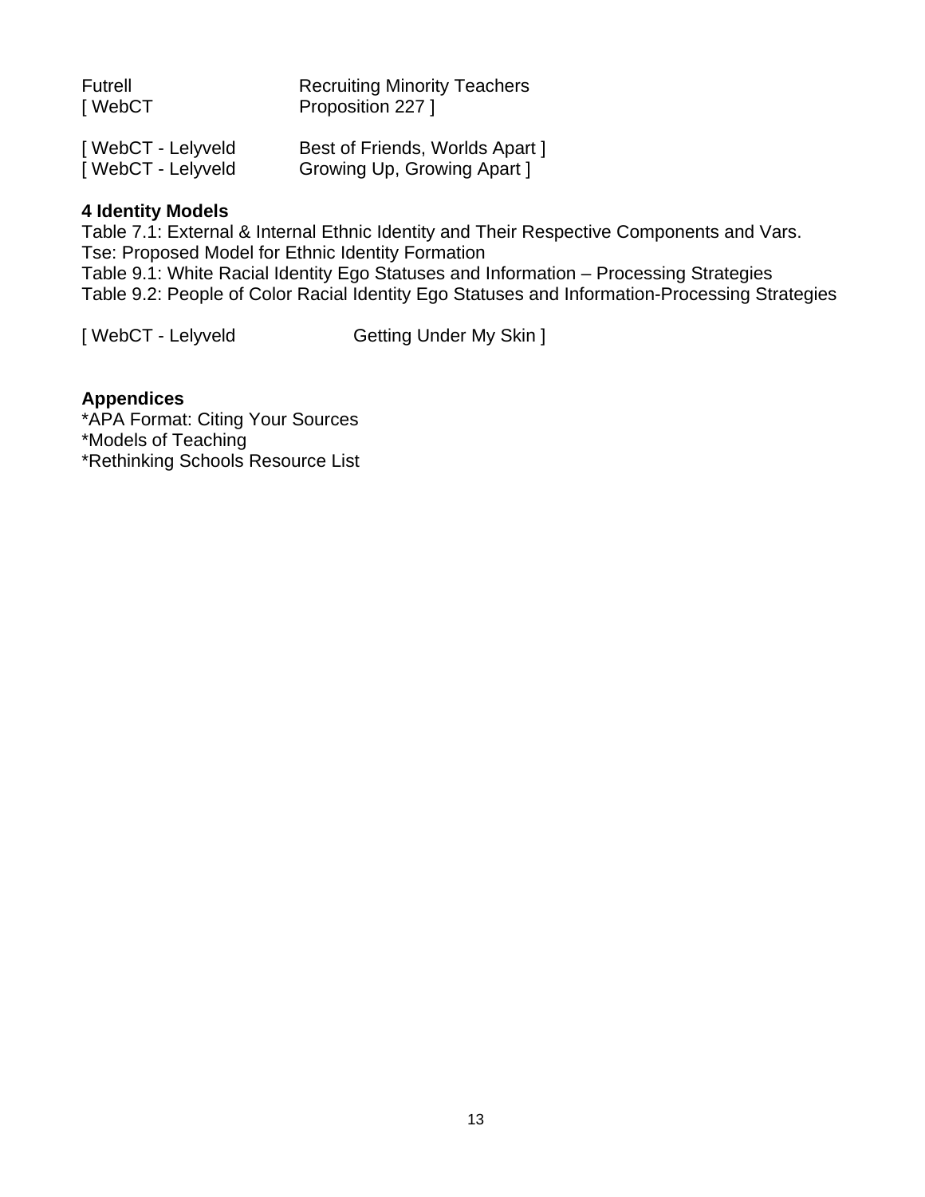| | |
|---|---|
| Futrell | Recruiting Minority Teachers |
| [ WebCT | Proposition 227 ] |
| | |
| [ WebCT - Lelyveld | Best of Friends, Worlds Apart ] |
| [ WebCT - Lelyveld | Growing Up, Growing Apart ] |

**4 Identity Models**

Table 7.1: External & Internal Ethnic Identity and Their Respective Components and Vars.
Tse: Proposed Model for Ethnic Identity Formation
Table 9.1: White Racial Identity Ego Statuses and Information – Processing Strategies
Table 9.2: People of Color Racial Identity Ego Statuses and Information-Processing Strategies

[ WebCT - Lelyveld Getting Under My Skin ]

**Appendices**

*APA Format: Citing Your Sources
*Models of Teaching
*Rethinking Schools Resource List